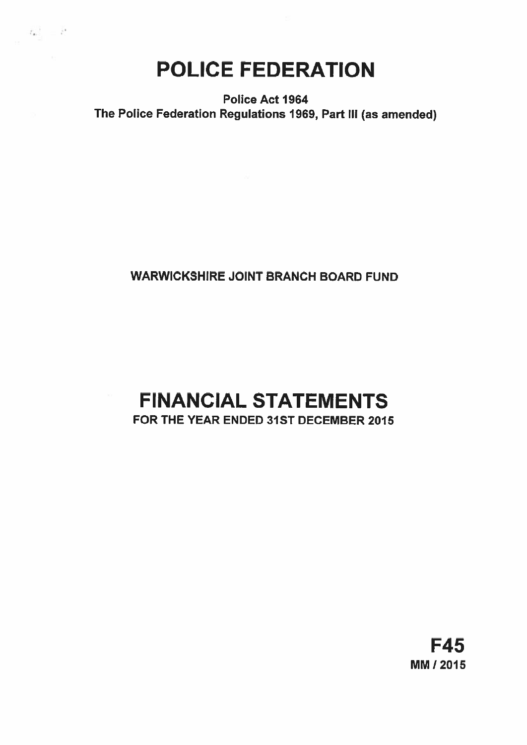# POLICE FEDERATION

**Police Act 1964**
**The Police Federation Regulations 1969, Part III (as amended)**

**WARWICKSHIRE JOINT BRANCH BOARD FUND**

# FINANCIAL STATEMENTS

**FOR THE YEAR ENDED 31ST DECEMBER 2015**

**F45**
**MM / 2015**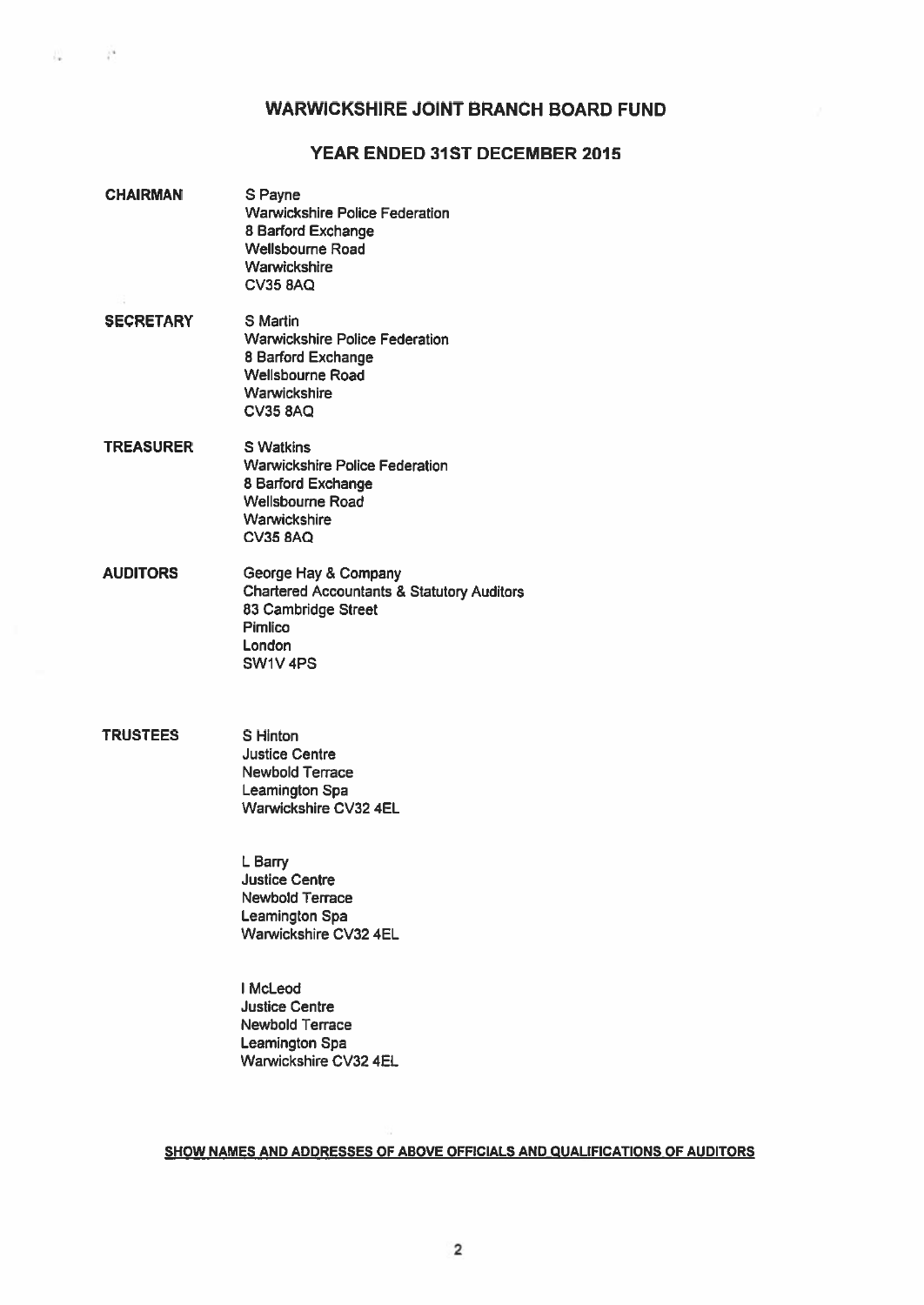# WARWICKSHIRE JOINT BRANCH BOARD FUND

## YEAR ENDED 31ST DECEMBER 2015

**CHAIRMAN**

S Payne
Warwickshire Police Federation
8 Barford Exchange
Wellsbourne Road
Warwickshire
CV35 8AQ

**SECRETARY**

S Martin
Warwickshire Police Federation
8 Barford Exchange
Wellsbourne Road
Warwickshire
CV35 8AQ

**TREASURER**

S Watkins
Warwickshire Police Federation
8 Barford Exchange
Wellsbourne Road
Warwickshire
CV35 8AQ

**AUDITORS**

George Hay & Company
Chartered Accountants & Statutory Auditors
83 Cambridge Street
Pimlico
London
SW1V 4PS

**TRUSTEES**

S Hinton
Justice Centre
Newbold Terrace
Leamington Spa
Warwickshire CV32 4EL

L Barry
Justice Centre
Newbold Terrace
Leamington Spa
Warwickshire CV32 4EL

I McLeod
Justice Centre
Newbold Terrace
Leamington Spa
Warwickshire CV32 4EL

**SHOW NAMES AND ADDRESSES OF ABOVE OFFICIALS AND QUALIFICATIONS OF AUDITORS**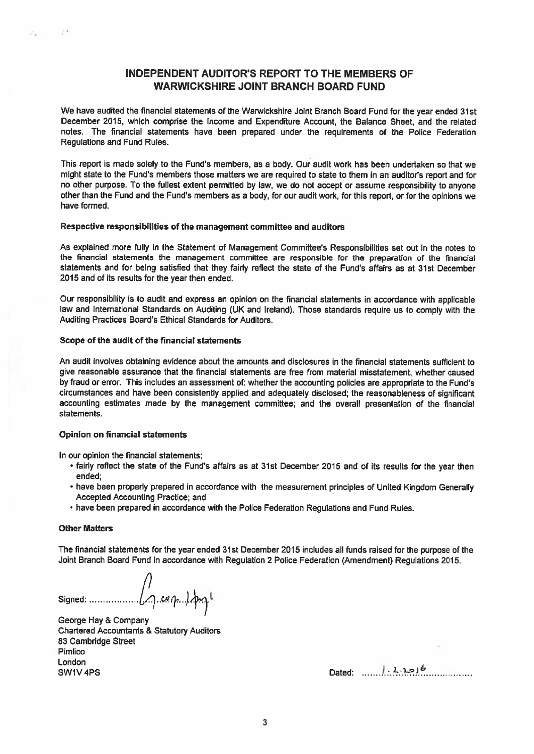# INDEPENDENT AUDITOR'S REPORT TO THE MEMBERS OF WARWICKSHIRE JOINT BRANCH BOARD FUND

We have audited the financial statements of the Warwickshire Joint Branch Board Fund for the year ended 31st December 2015, which comprise the Income and Expenditure Account, the Balance Sheet, and the related notes. The financial statements have been prepared under the requirements of the Police Federation Regulations and Fund Rules.

This report is made solely to the Fund's members, as a body. Our audit work has been undertaken so that we might state to the Fund's members those matters we are required to state to them in an auditor's report and for no other purpose. To the fullest extent permitted by law, we do not accept or assume responsibility to anyone other than the Fund and the Fund's members as a body, for our audit work, for this report, or for the opinions we have formed.

### Respective responsibilities of the management committee and auditors

As explained more fully in the Statement of Management Committee's Responsibilities set out in the notes to the financial statements the management committee are responsible for the preparation of the financial statements and for being satisfied that they fairly reflect the state of the Fund's affairs as at 31st December 2015 and of its results for the year then ended.

Our responsibility is to audit and express an opinion on the financial statements in accordance with applicable law and International Standards on Auditing (UK and Ireland). Those standards require us to comply with the Auditing Practices Board's Ethical Standards for Auditors.

### Scope of the audit of the financial statements

An audit involves obtaining evidence about the amounts and disclosures in the financial statements sufficient to give reasonable assurance that the financial statements are free from material misstatement, whether caused by fraud or error. This includes an assessment of: whether the accounting policies are appropriate to the Fund's circumstances and have been consistently applied and adequately disclosed; the reasonableness of significant accounting estimates made by the management committee; and the overall presentation of the financial statements.

### Opinion on financial statements

In our opinion the financial statements:

- fairly reflect the state of the Fund's affairs as at 31st December 2015 and of its results for the year then ended;
- have been properly prepared in accordance with the measurement principles of United Kingdom Generally Accepted Accounting Practice; and
- have been prepared in accordance with the Police Federation Regulations and Fund Rules.

### Other Matters

The financial statements for the year ended 31st December 2015 includes all funds raised for the purpose of the Joint Branch Board Fund in accordance with Regulation 2 Police Federation (Amendment) Regulations 2015.

Signed: ..................................

George Hay & Company
Chartered Accountants & Statutory Auditors
83 Cambridge Street
Pimlico
London
SW1V 4PS

Dated: 1.2.2016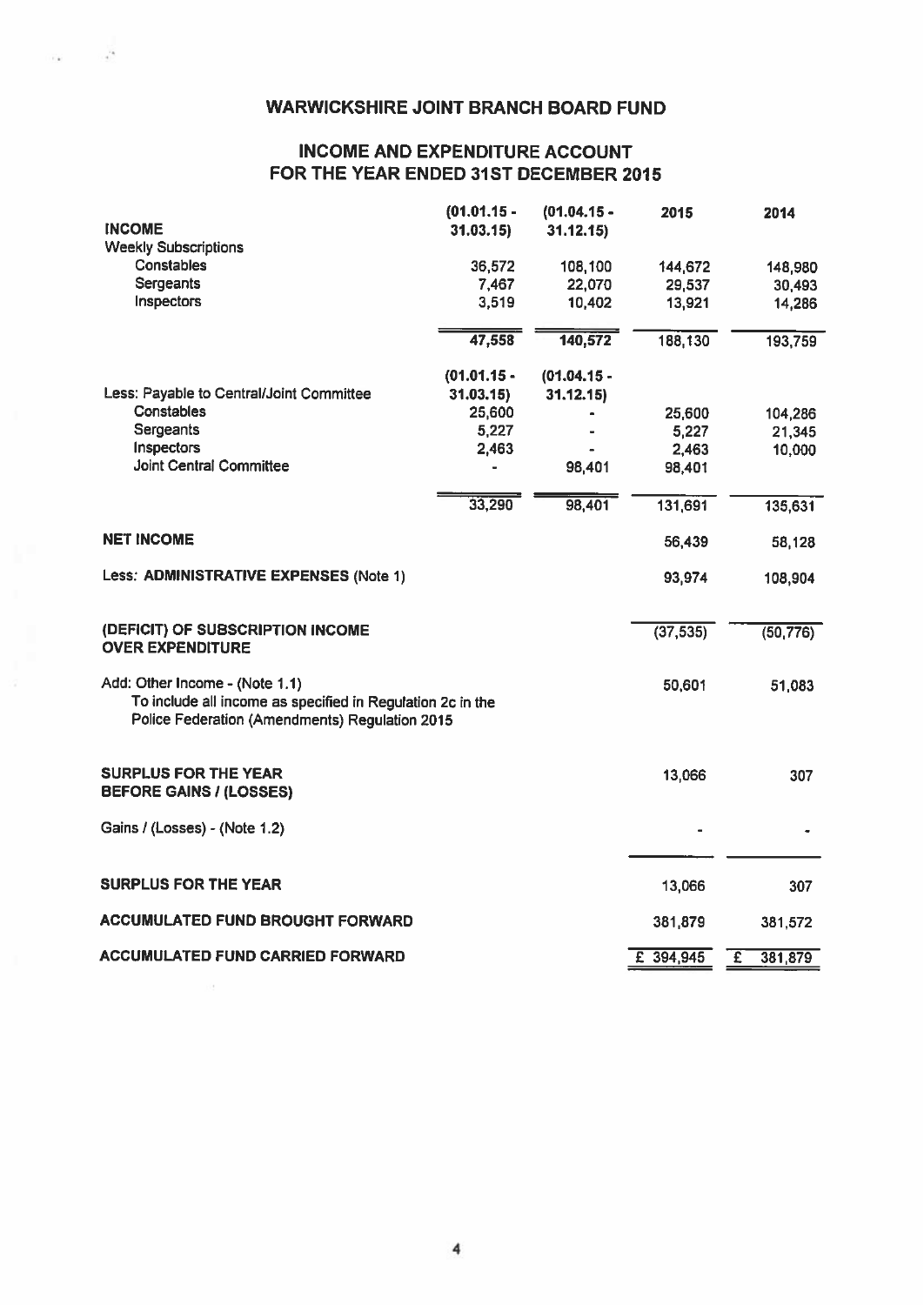# WARWICKSHIRE JOINT BRANCH BOARD FUND

## INCOME AND EXPENDITURE ACCOUNT FOR THE YEAR ENDED 31ST DECEMBER 2015

| **INCOME** | (01.01.15 - 31.03.15) | (01.04.15 - 31.12.15) | 2015 | 2014 |
|---|---|---|---|---|
| Weekly Subscriptions | | | | |
| Constables | 36,572 | 108,100 | 144,672 | 148,980 |
| Sergeants | 7,467 | 22,070 | 29,537 | 30,493 |
| Inspectors | 3,519 | 10,402 | 13,921 | 14,286 |
| | 47,558 | 140,572 | 188,130 | 193,759 |
| | (01.01.15 - 31.03.15) | (01.04.15 - 31.12.15) | | |
| Less: Payable to Central/Joint Committee | | | | |
| Constables | 25,600 | - | 25,600 | 104,286 |
| Sergeants | 5,227 | - | 5,227 | 21,345 |
| Inspectors | 2,463 | - | 2,463 | 10,000 |
| Joint Central Committee | - | 98,401 | 98,401 | |
| | 33,290 | 98,401 | 131,691 | 135,631 |
| **NET INCOME** | | | 56,439 | 58,128 |
| Less: **ADMINISTRATIVE EXPENSES** (Note 1) | | | 93,974 | 108,904 |
| **(DEFICIT) OF SUBSCRIPTION INCOME OVER EXPENDITURE** | | | (37,535) | (50,776) |
| Add: Other Income - (Note 1.1) To include all income as specified in Regulation 2c in the Police Federation (Amendments) Regulation 2015 | | | 50,601 | 51,083 |
| **SURPLUS FOR THE YEAR BEFORE GAINS / (LOSSES)** | | | 13,066 | 307 |
| Gains / (Losses) - (Note 1.2) | | | - | - |
| **SURPLUS FOR THE YEAR** | | | 13,066 | 307 |
| **ACCUMULATED FUND BROUGHT FORWARD** | | | 381,879 | 381,572 |
| **ACCUMULATED FUND CARRIED FORWARD** | | | £ 394,945 | £ 381,879 |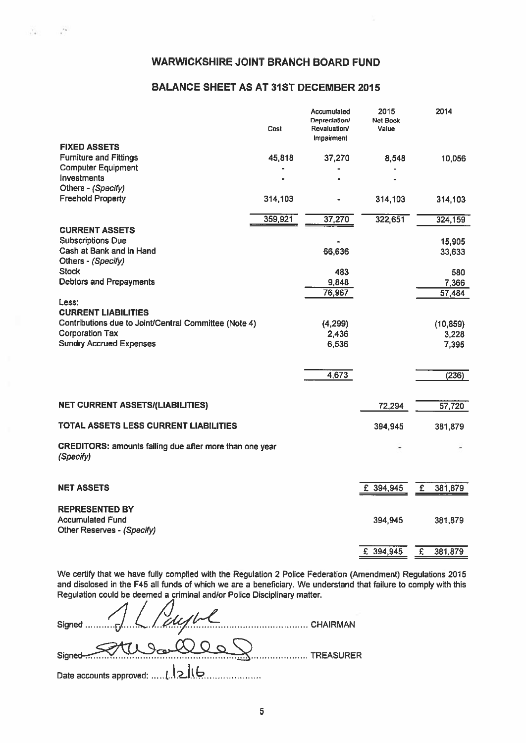# WARWICKSHIRE JOINT BRANCH BOARD FUND

## BALANCE SHEET AS AT 31ST DECEMBER 2015

| | Cost | Accumulated Depreciation/ Revaluation/ Impairment | 2015 Net Book Value | 2014 |
|---|---|---|---|---|
| **FIXED ASSETS** | | | | |
| Furniture and Fittings | 45,818 | 37,270 | 8,548 | 10,056 |
| Computer Equipment | - | - | - | |
| Investments | - | - | - | |
| Others - *(Specify)* | | | | |
| Freehold Property | 314,103 | - | 314,103 | 314,103 |
| | 359,921 | 37,270 | 322,651 | 324,159 |
| **CURRENT ASSETS** | | | | |
| Subscriptions Due | | - | | 15,905 |
| Cash at Bank and in Hand | | 66,636 | | 33,633 |
| Others - *(Specify)* | | | | |
| Stock | | 483 | | 580 |
| Debtors and Prepayments | | 9,848 | | 7,366 |
| | | 76,967 | | 57,484 |
| Less: | | | | |
| **CURRENT LIABILITIES** | | | | |
| Contributions due to Joint/Central Committee (Note 4) | | (4,299) | | (10,859) |
| Corporation Tax | | 2,436 | | 3,228 |
| Sundry Accrued Expenses | | 6,536 | | 7,395 |
| | | 4,673 | | (236) |
| **NET CURRENT ASSETS/(LIABILITIES)** | | | 72,294 | 57,720 |
| **TOTAL ASSETS LESS CURRENT LIABILITIES** | | | 394,945 | 381,879 |
| **CREDITORS:** amounts falling due after more than one year *(Specify)* | | | - | - |
| **NET ASSETS** | | | £ 394,945 | £ 381,879 |
| **REPRESENTED BY** | | | | |
| Accumulated Fund | | | 394,945 | 381,879 |
| Other Reserves - *(Specify)* | | | | |
| | | | £ 394,945 | £ 381,879 |

We certify that we have fully complied with the Regulation 2 Police Federation (Amendment) Regulations 2015 and disclosed in the F45 all funds of which we are a beneficiary. We understand that failure to comply with this Regulation could be deemed a criminal and/or Police Disciplinary matter.

Signed ............................................ CHAIRMAN

Signed ............................................ TREASURER

Date accounts approved: 1|2|16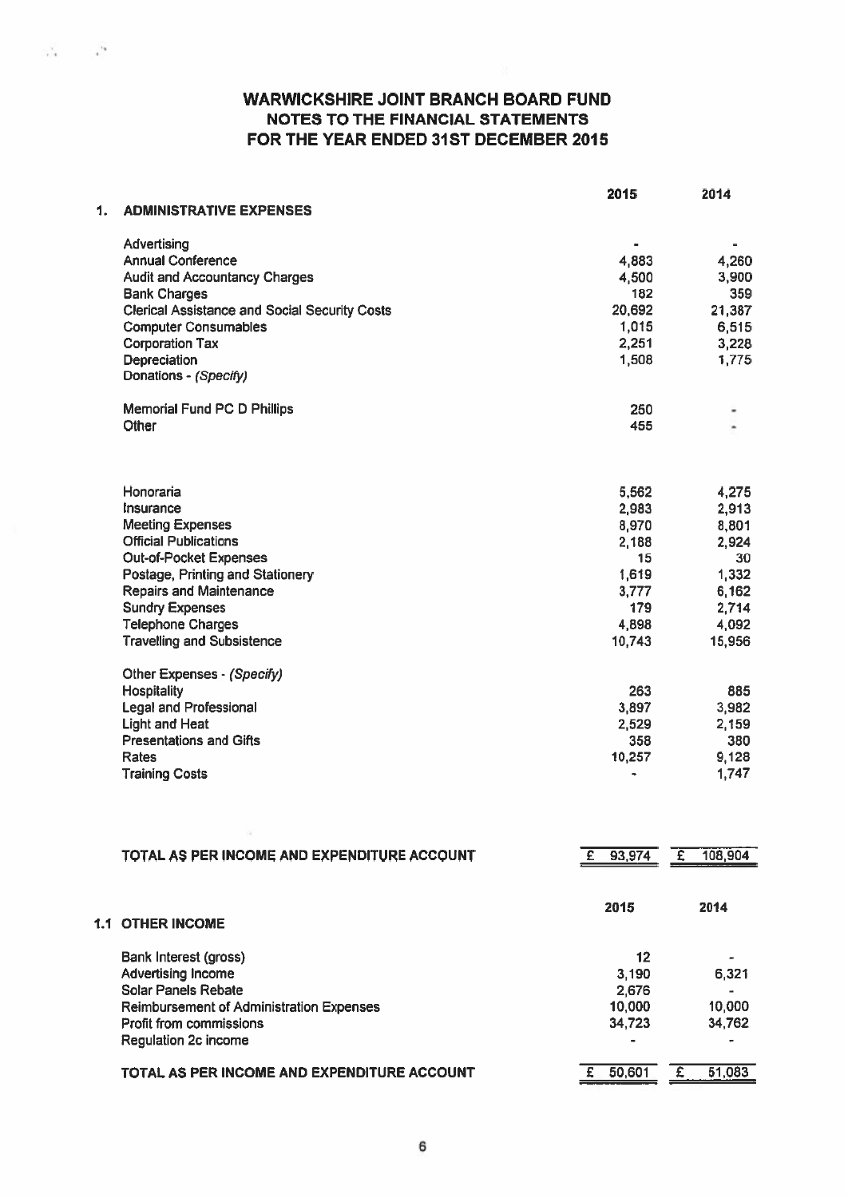# WARWICKSHIRE JOINT BRANCH BOARD FUND
## NOTES TO THE FINANCIAL STATEMENTS
## FOR THE YEAR ENDED 31ST DECEMBER 2015

| 1. ADMINISTRATIVE EXPENSES | 2015 | 2014 |
|---|---|---|
| Advertising | - | - |
| Annual Conference | 4,883 | 4,260 |
| Audit and Accountancy Charges | 4,500 | 3,900 |
| Bank Charges | 182 | 359 |
| Clerical Assistance and Social Security Costs | 20,692 | 21,387 |
| Computer Consumables | 1,015 | 6,515 |
| Corporation Tax | 2,251 | 3,228 |
| Depreciation | 1,508 | 1,775 |
| Donations - *(Specify)* | | |
| Memorial Fund PC D Phillips | 250 | - |
| Other | 455 | - |
| Honoraria | 5,562 | 4,275 |
| Insurance | 2,983 | 2,913 |
| Meeting Expenses | 8,970 | 8,801 |
| Official Publications | 2,188 | 2,924 |
| Out-of-Pocket Expenses | 15 | 30 |
| Postage, Printing and Stationery | 1,619 | 1,332 |
| Repairs and Maintenance | 3,777 | 6,162 |
| Sundry Expenses | 179 | 2,714 |
| Telephone Charges | 4,898 | 4,092 |
| Travelling and Subsistence | 10,743 | 15,956 |
| Other Expenses - *(Specify)* | | |
| Hospitality | 263 | 885 |
| Legal and Professional | 3,897 | 3,982 |
| Light and Heat | 2,529 | 2,159 |
| Presentations and Gifts | 358 | 380 |
| Rates | 10,257 | 9,128 |
| Training Costs | - | 1,747 |
| **TOTAL AS PER INCOME AND EXPENDITURE ACCOUNT** | **£ 93,974** | **£ 108,904** |

| 1.1 OTHER INCOME | 2015 | 2014 |
|---|---|---|
| Bank Interest (gross) | 12 | - |
| Advertising Income | 3,190 | 6,321 |
| Solar Panels Rebate | 2,676 | - |
| Reimbursement of Administration Expenses | 10,000 | 10,000 |
| Profit from commissions | 34,723 | 34,762 |
| Regulation 2c income | - | - |
| **TOTAL AS PER INCOME AND EXPENDITURE ACCOUNT** | **£ 50,601** | **£ 51,083** |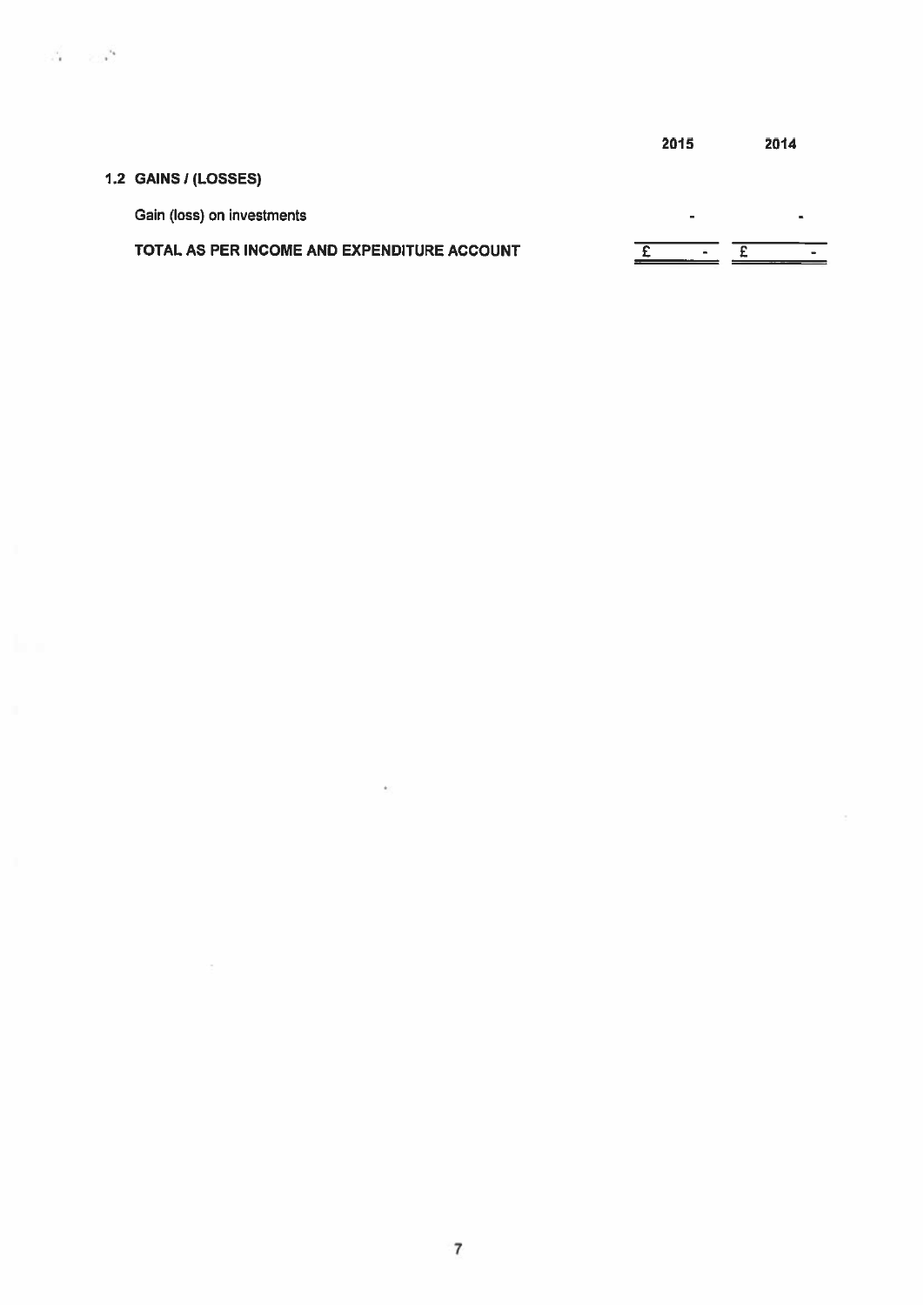| | 2015 | 2014 |
|---|---|---|
| **1.2 GAINS / (LOSSES)** | | |
| Gain (loss) on investments | - | - |
| **TOTAL AS PER INCOME AND EXPENDITURE ACCOUNT** | £ - | £ - |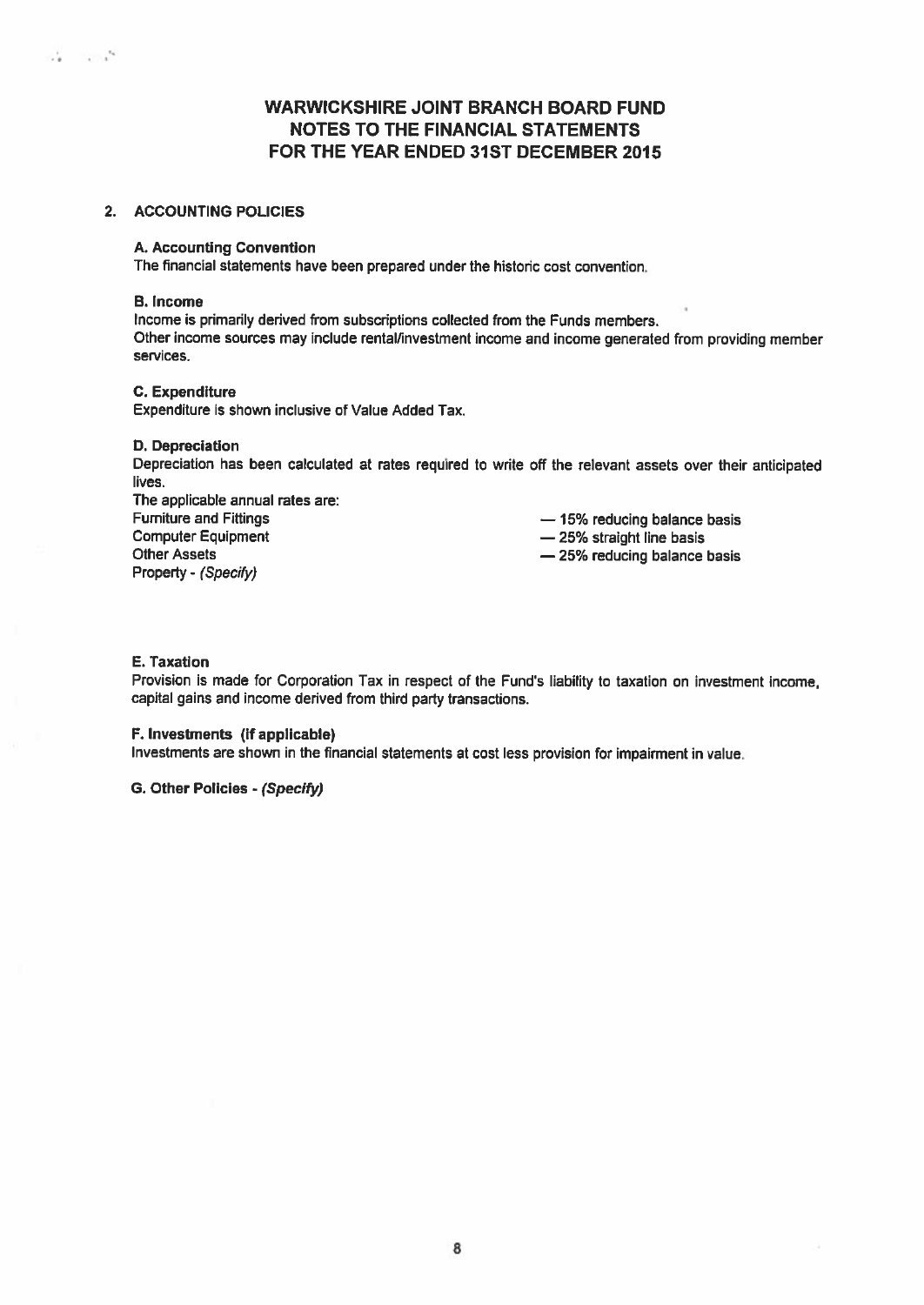# WARWICKSHIRE JOINT BRANCH BOARD FUND
# NOTES TO THE FINANCIAL STATEMENTS
# FOR THE YEAR ENDED 31ST DECEMBER 2015

## 2. ACCOUNTING POLICIES

### A. Accounting Convention

The financial statements have been prepared under the historic cost convention.

### B. Income

Income is primarily derived from subscriptions collected from the Funds members.
Other income sources may include rental/investment income and income generated from providing member services.

### C. Expenditure

Expenditure is shown inclusive of Value Added Tax.

### D. Depreciation

Depreciation has been calculated at rates required to write off the relevant assets over their anticipated lives.

The applicable annual rates are:

| | |
|---|---|
| Furniture and Fittings | — 15% reducing balance basis |
| Computer Equipment | — 25% straight line basis |
| Other Assets | — 25% reducing balance basis |
| Property - *(Specify)* | |

### E. Taxation

Provision is made for Corporation Tax in respect of the Fund's liability to taxation on investment income, capital gains and income derived from third party transactions.

### F. Investments (if applicable)

Investments are shown in the financial statements at cost less provision for impairment in value.

### G. Other Policies - *(Specify)*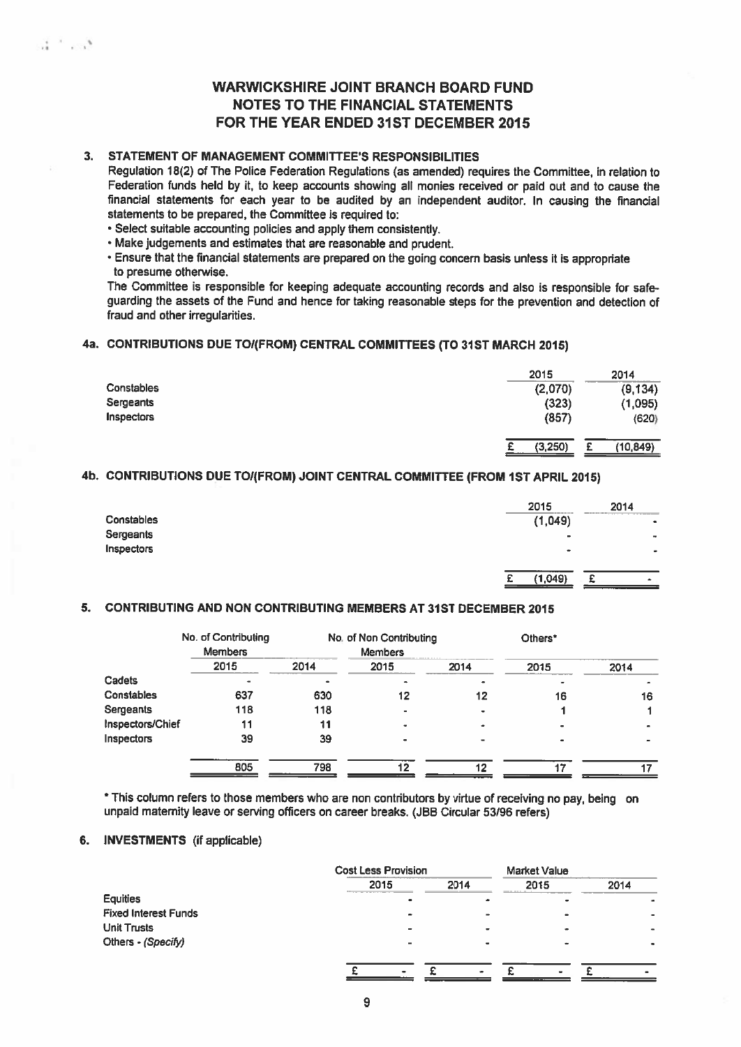# WARWICKSHIRE JOINT BRANCH BOARD FUND
# NOTES TO THE FINANCIAL STATEMENTS
# FOR THE YEAR ENDED 31ST DECEMBER 2015

## 3. STATEMENT OF MANAGEMENT COMMITTEE'S RESPONSIBILITIES

Regulation 18(2) of The Police Federation Regulations (as amended) requires the Committee, in relation to Federation funds held by it, to keep accounts showing all monies received or paid out and to cause the financial statements for each year to be audited by an independent auditor. In causing the financial statements to be prepared, the Committee is required to:

- Select suitable accounting policies and apply them consistently.
- Make judgements and estimates that are reasonable and prudent.
- Ensure that the financial statements are prepared on the going concern basis unless it is appropriate to presume otherwise.

The Committee is responsible for keeping adequate accounting records and also is responsible for safe-guarding the assets of the Fund and hence for taking reasonable steps for the prevention and detection of fraud and other irregularities.

## 4a. CONTRIBUTIONS DUE TO/(FROM) CENTRAL COMMITTEES (TO 31ST MARCH 2015)

| | 2015 | 2014 |
|---|---|---|
| Constables | (2,070) | (9,134) |
| Sergeants | (323) | (1,095) |
| Inspectors | (857) | (620) |
| | £ (3,250) | £ (10,849) |

## 4b. CONTRIBUTIONS DUE TO/(FROM) JOINT CENTRAL COMMITTEE (FROM 1ST APRIL 2015)

| | 2015 | 2014 |
|---|---|---|
| Constables | (1,049) | - |
| Sergeants | - | - |
| Inspectors | - | - |
| | £ (1,049) | £ - |

## 5. CONTRIBUTING AND NON CONTRIBUTING MEMBERS AT 31ST DECEMBER 2015

| | No. of Contributing Members | | No. of Non Contributing Members | | Others* | |
|---|---|---|---|---|---|---|
| | 2015 | 2014 | 2015 | 2014 | 2015 | 2014 |
| Cadets | - | - | - | - | - | - |
| Constables | 637 | 630 | 12 | 12 | 16 | 16 |
| Sergeants | 118 | 118 | - | - | 1 | 1 |
| Inspectors/Chief | 11 | 11 | - | - | - | - |
| Inspectors | 39 | 39 | - | - | - | - |
| | 805 | 798 | 12 | 12 | 17 | 17 |

* This column refers to those members who are non contributors by virtue of receiving no pay, being on unpaid maternity leave or serving officers on career breaks. (JBB Circular 53/96 refers)

## 6. INVESTMENTS (if applicable)

| | Cost Less Provision | | Market Value | |
|---|---|---|---|---|
| | 2015 | 2014 | 2015 | 2014 |
| Equities | - | - | - | - |
| Fixed Interest Funds | - | - | - | - |
| Unit Trusts | - | - | - | - |
| Others - *(Specify)* | - | - | - | - |
| | £ - | £ - | £ - | £ - |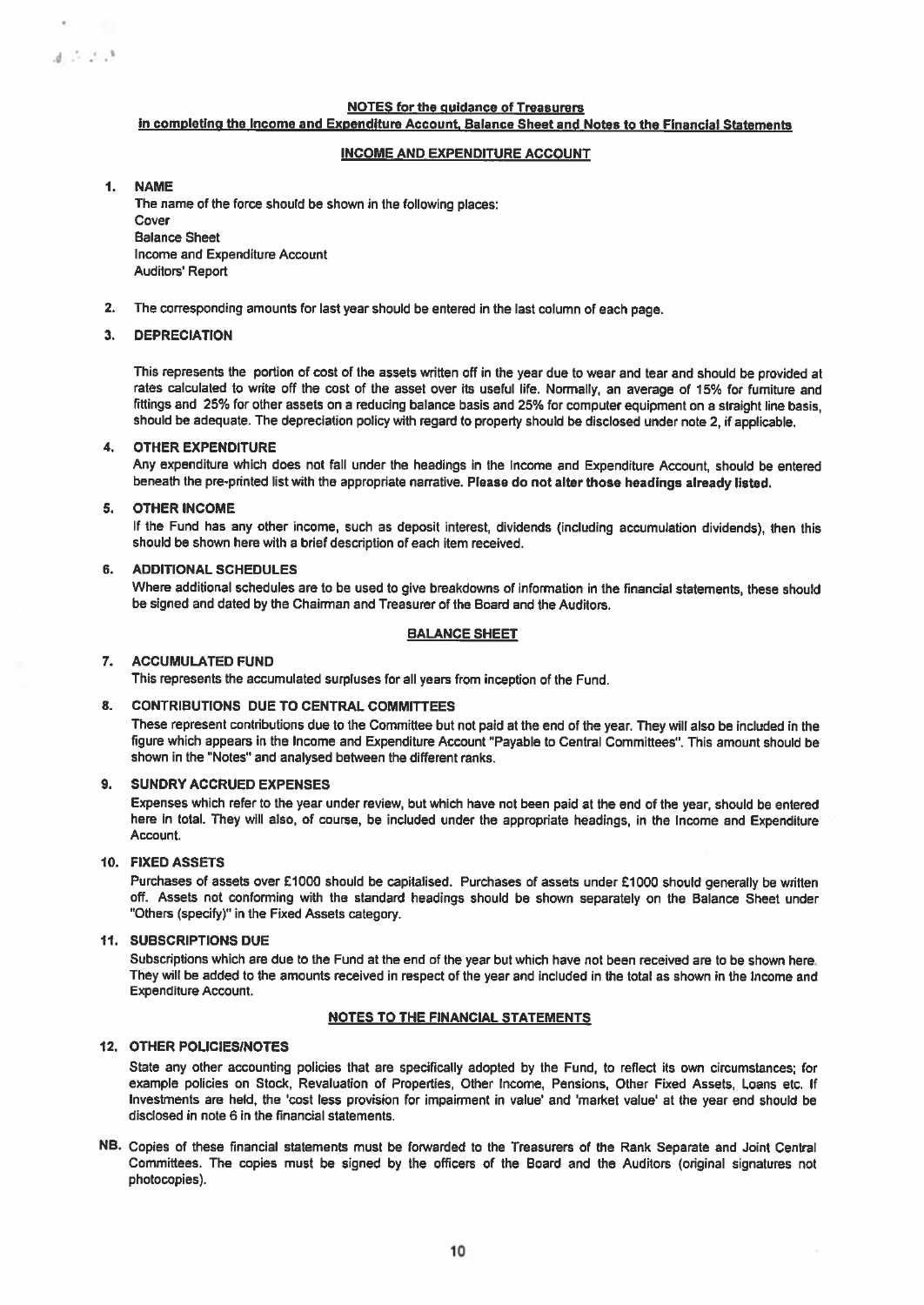**NOTES for the guidance of Treasurers**
**in completing the Income and Expenditure Account, Balance Sheet and Notes to the Financial Statements**

## INCOME AND EXPENDITURE ACCOUNT

**1. NAME**

The name of the force should be shown in the following places:
Cover
Balance Sheet
Income and Expenditure Account
Auditors' Report

**2.** The corresponding amounts for last year should be entered in the last column of each page.

**3. DEPRECIATION**

This represents the portion of cost of the assets written off in the year due to wear and tear and should be provided at rates calculated to write off the cost of the asset over its useful life. Normally, an average of 15% for furniture and fittings and 25% for other assets on a reducing balance basis and 25% for computer equipment on a straight line basis, should be adequate. The depreciation policy with regard to property should be disclosed under note 2, if applicable.

**4. OTHER EXPENDITURE**

Any expenditure which does not fall under the headings in the Income and Expenditure Account, should be entered beneath the pre-printed list with the appropriate narrative. **Please do not alter those headings already listed.**

**5. OTHER INCOME**

If the Fund has any other income, such as deposit interest, dividends (including accumulation dividends), then this should be shown here with a brief description of each item received.

**6. ADDITIONAL SCHEDULES**

Where additional schedules are to be used to give breakdowns of information in the financial statements, these should be signed and dated by the Chairman and Treasurer of the Board and the Auditors.

## BALANCE SHEET

**7. ACCUMULATED FUND**

This represents the accumulated surpluses for all years from inception of the Fund.

**8. CONTRIBUTIONS DUE TO CENTRAL COMMITTEES**

These represent contributions due to the Committee but not paid at the end of the year. They will also be included in the figure which appears in the Income and Expenditure Account "Payable to Central Committees". This amount should be shown in the "Notes" and analysed between the different ranks.

**9. SUNDRY ACCRUED EXPENSES**

Expenses which refer to the year under review, but which have not been paid at the end of the year, should be entered here in total. They will also, of course, be included under the appropriate headings, in the Income and Expenditure Account.

**10. FIXED ASSETS**

Purchases of assets over £1000 should be capitalised. Purchases of assets under £1000 should generally be written off. Assets not conforming with the standard headings should be shown separately on the Balance Sheet under "Others (specify)" in the Fixed Assets category.

**11. SUBSCRIPTIONS DUE**

Subscriptions which are due to the Fund at the end of the year but which have not been received are to be shown here. They will be added to the amounts received in respect of the year and included in the total as shown in the Income and Expenditure Account.

## NOTES TO THE FINANCIAL STATEMENTS

**12. OTHER POLICIES/NOTES**

State any other accounting policies that are specifically adopted by the Fund, to reflect its own circumstances; for example policies on Stock, Revaluation of Properties, Other Income, Pensions, Other Fixed Assets, Loans etc. If Investments are held, the 'cost less provision for impairment in value' and 'market value' at the year end should be disclosed in note 6 in the financial statements.

**NB.** Copies of these financial statements must be forwarded to the Treasurers of the Rank Separate and Joint Central Committees. The copies must be signed by the officers of the Board and the Auditors (original signatures not photocopies).